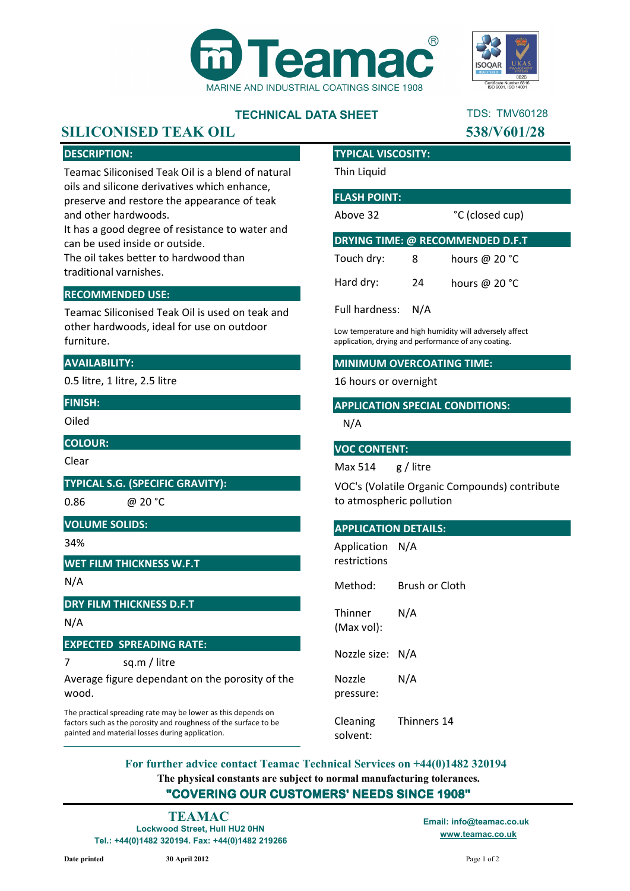# Teamac

MARINE AND INDUSTRIAL COATINGS SINCE 1908

## TECHNICAL DATA SHEET

TDS: TMV60128

# SILICONISED TEAK OIL

**538/V601/28**

### DESCRIPTION:

Teamac Siliconised Teak Oil is a blend of natural oils and silicone derivatives which enhance, preserve and restore the appearance of teak and other hardwoods.
It has a good degree of resistance to water and can be used inside or outside.
The oil takes better to hardwood than traditional varnishes.

### RECOMMENDED USE:

Teamac Siliconised Teak Oil is used on teak and other hardwoods, ideal for use on outdoor furniture.

### AVAILABILITY:

0.5 litre, 1 litre, 2.5 litre

### FINISH:

Oiled

### COLOUR:

Clear

### TYPICAL S.G. (SPECIFIC GRAVITY):

0.86 @ 20 °C

### VOLUME SOLIDS:

34%

### WET FILM THICKNESS W.F.T

N/A

### DRY FILM THICKNESS D.F.T

N/A

### EXPECTED SPREADING RATE:

7 sq.m / litre

Average figure dependant on the porosity of the wood.

The practical spreading rate may be lower as this depends on factors such as the porosity and roughness of the surface to be painted and material losses during application.

### TYPICAL VISCOSITY:

Thin Liquid

### FLASH POINT:

Above 32 °C (closed cup)

### DRYING TIME: @ RECOMMENDED D.F.T

| | | |
|---|---|---|
| Touch dry: | 8 | hours @ 20 °C |
| Hard dry: | 24 | hours @ 20 °C |
| Full hardness: | N/A | |

Low temperature and high humidity will adversely affect application, drying and performance of any coating.

### MINIMUM OVERCOATING TIME:

16 hours or overnight

### APPLICATION SPECIAL CONDITIONS:

N/A

### VOC CONTENT:

Max 514 g / litre

VOC's (Volatile Organic Compounds) contribute to atmospheric pollution

### APPLICATION DETAILS:

| | |
|---|---|
| Application restrictions | N/A |
| Method: | Brush or Cloth |
| Thinner (Max vol): | N/A |
| Nozzle size: | N/A |
| Nozzle pressure: | N/A |
| Cleaning solvent: | Thinners 14 |

**For further advice contact Teamac Technical Services on +44(0)1482 320194**

**The physical constants are subject to normal manufacturing tolerances.**

**"COVERING OUR CUSTOMERS' NEEDS SINCE 1908"**

**TEAMAC**
Lockwood Street, Hull HU2 0HN
Tel.: +44(0)1482 320194. Fax: +44(0)1482 219266

Email: info@teamac.co.uk
www.teamac.co.uk

**Date printed** 30 April 2012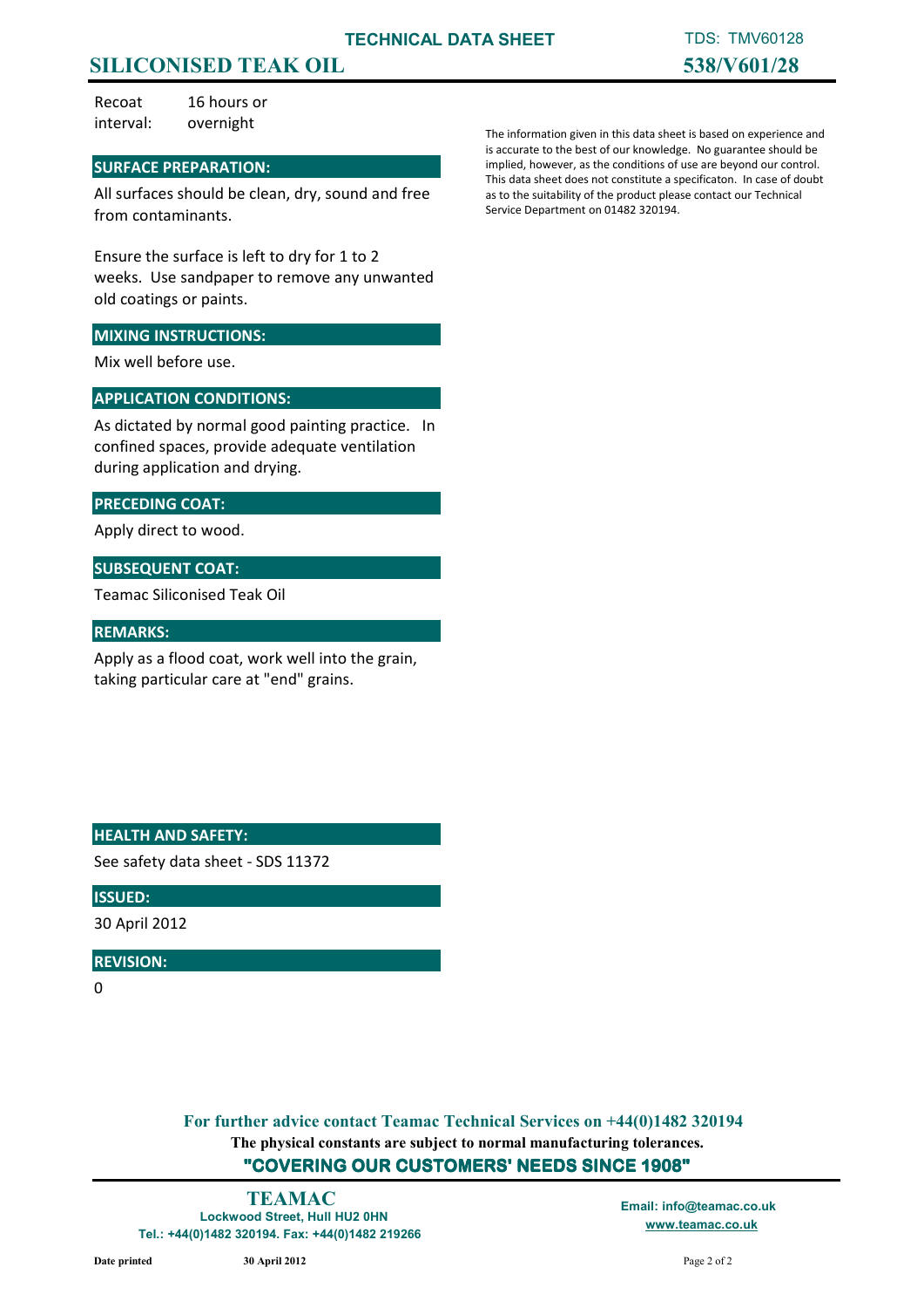**TECHNICAL DATA SHEET** TDS: TMV60128

# SILICONISED TEAK OIL

**538/V601/28**

Recoat interval: 16 hours or overnight

The information given in this data sheet is based on experience and is accurate to the best of our knowledge. No guarantee should be implied, however, as the conditions of use are beyond our control. This data sheet does not constitute a specificaton. In case of doubt as to the suitability of the product please contact our Technical Service Department on 01482 320194.

## SURFACE PREPARATION:

All surfaces should be clean, dry, sound and free from contaminants.

Ensure the surface is left to dry for 1 to 2 weeks. Use sandpaper to remove any unwanted old coatings or paints.

## MIXING INSTRUCTIONS:

Mix well before use.

## APPLICATION CONDITIONS:

As dictated by normal good painting practice. In confined spaces, provide adequate ventilation during application and drying.

## PRECEDING COAT:

Apply direct to wood.

## SUBSEQUENT COAT:

Teamac Siliconised Teak Oil

## REMARKS:

Apply as a flood coat, work well into the grain, taking particular care at "end" grains.

## HEALTH AND SAFETY:

See safety data sheet - SDS 11372

## ISSUED:

30 April 2012

## REVISION:

0

**For further advice contact Teamac Technical Services on +44(0)1482 320194**

**The physical constants are subject to normal manufacturing tolerances.**

**"COVERING OUR CUSTOMERS' NEEDS SINCE 1908"**

**TEAMAC**
Lockwood Street, Hull HU2 0HN
Tel.: +44(0)1482 320194. Fax: +44(0)1482 219266

Email: info@teamac.co.uk
www.teamac.co.uk

**Date printed** **30 April 2012**